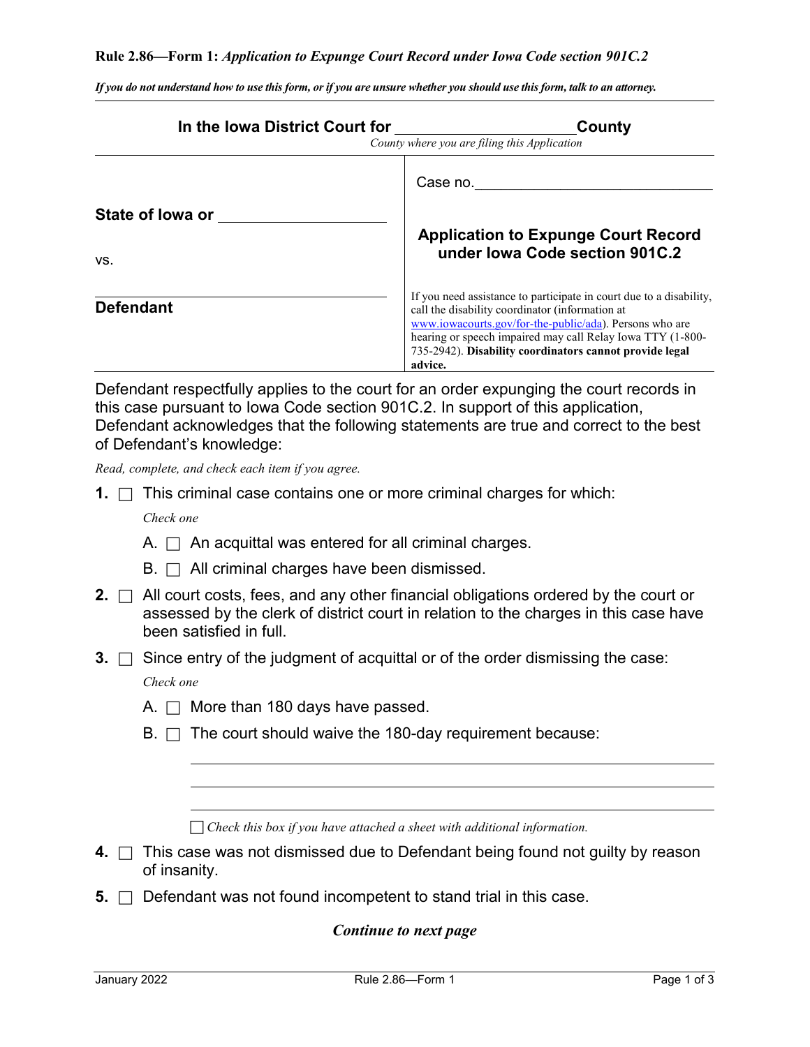**Rule 2.86—Form 1:** ***Application to Expunge Court Record under Iowa Code section 901C.2***

*If you do not understand how to use this form, or if you are unsure whether you should use this form, talk to an attorney.*

**In the Iowa District Court for \_\_\_\_\_\_\_\_\_\_\_\_\_\_\_\_\_\_\_\_ County**
*County where you are filing this Application*

| | |
|---|---|
| **State of Iowa or** \_\_\_\_\_\_\_\_\_\_\_\_\_\_\_\_<br><br>vs.<br><br>\_\_\_\_\_\_\_\_\_\_\_\_\_\_\_\_\_\_\_\_<br>**Defendant** | Case no. \_\_\_\_\_\_\_\_\_\_\_\_\_\_\_\_\_\_\_\_<br><br>**Application to Expunge Court Record under Iowa Code section 901C.2**<br><br>If you need assistance to participate in court due to a disability, call the disability coordinator (information at www.iowacourts.gov/for-the-public/ada). Persons who are hearing or speech impaired may call Relay Iowa TTY (1-800-735-2942). **Disability coordinators cannot provide legal advice.** |

Defendant respectfully applies to the court for an order expunging the court records in this case pursuant to Iowa Code section 901C.2. In support of this application, Defendant acknowledges that the following statements are true and correct to the best of Defendant's knowledge:

*Read, complete, and check each item if you agree.*

**1.** ☐ This criminal case contains one or more criminal charges for which:

*Check one*

A. ☐ An acquittal was entered for all criminal charges.

B. ☐ All criminal charges have been dismissed.

**2.** ☐ All court costs, fees, and any other financial obligations ordered by the court or assessed by the clerk of district court in relation to the charges in this case have been satisfied in full.

**3.** ☐ Since entry of the judgment of acquittal or of the order dismissing the case:

*Check one*

A. ☐ More than 180 days have passed.

B. ☐ The court should waive the 180-day requirement because:

\_\_\_\_\_\_\_\_\_\_\_\_\_\_\_\_\_\_\_\_\_\_\_\_\_\_\_\_\_\_\_\_\_\_\_\_\_\_\_\_\_\_\_\_\_\_\_\_\_\_\_\_\_\_\_\_

\_\_\_\_\_\_\_\_\_\_\_\_\_\_\_\_\_\_\_\_\_\_\_\_\_\_\_\_\_\_\_\_\_\_\_\_\_\_\_\_\_\_\_\_\_\_\_\_\_\_\_\_\_\_\_\_

\_\_\_\_\_\_\_\_\_\_\_\_\_\_\_\_\_\_\_\_\_\_\_\_\_\_\_\_\_\_\_\_\_\_\_\_\_\_\_\_\_\_\_\_\_\_\_\_\_\_\_\_\_\_\_\_

☐ *Check this box if you have attached a sheet with additional information.*

**4.** ☐ This case was not dismissed due to Defendant being found not guilty by reason of insanity.

**5.** ☐ Defendant was not found incompetent to stand trial in this case.

***Continue to next page***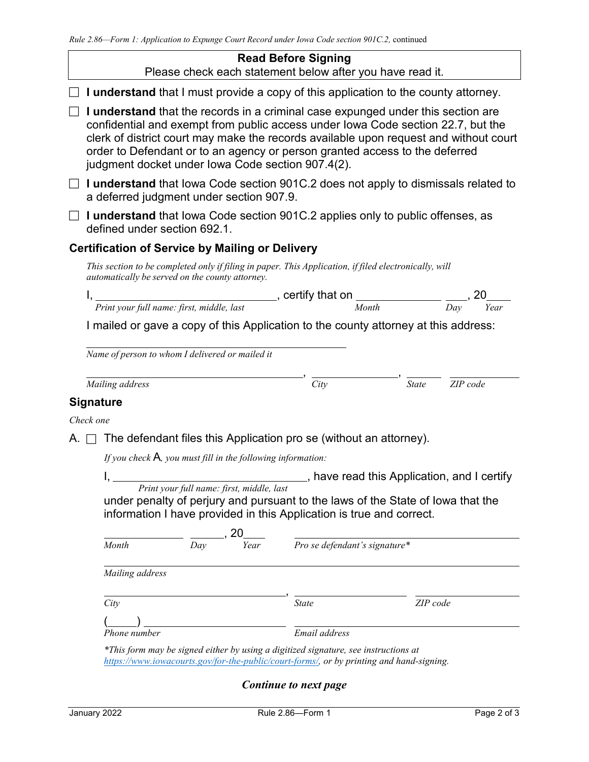**Read Before Signing**

Please check each statement below after you have read it.

- ☐ **I understand** that I must provide a copy of this application to the county attorney.
- ☐ **I understand** that the records in a criminal case expunged under this section are confidential and exempt from public access under Iowa Code section 22.7, but the clerk of district court may make the records available upon request and without court order to Defendant or to an agency or person granted access to the deferred judgment docket under Iowa Code section 907.4(2).
- ☐ **I understand** that Iowa Code section 901C.2 does not apply to dismissals related to a deferred judgment under section 907.9.
- ☐ **I understand** that Iowa Code section 901C.2 applies only to public offenses, as defined under section 692.1.

## Certification of Service by Mailing or Delivery

*This section to be completed only if filing in paper. This Application, if filed electronically, will automatically be served on the county attorney.*

I, ______________________________, certify that on ______________ ____, 20____

*Print your full name: first, middle, last* *Month* *Day* *Year*

I mailed or gave a copy of this Application to the county attorney at this address:

______________________________________________

*Name of person to whom I delivered or mailed it*

______________________________________, ______________, ______ ____________

*Mailing address* *City* *State* *ZIP code*

## Signature

*Check one*

A. ☐ The defendant files this Application pro se (without an attorney).

*If you check A, you must fill in the following information:*

I, ______________________________, have read this Application, and I certify under penalty of perjury and pursuant to the laws of the State of Iowa that the information I have provided in this Application is true and correct.

*Print your full name: first, middle, last*

______________ ______, 20____ ______________________________________

*Month* *Day* *Year* *Pro se defendant's signature**

______________________________________________________________

*Mailing address*

______________________________, ____________________ ____________________

*City* *State* *ZIP code*

(_____) ______________________ ______________________________________

*Phone number* *Email address*

**This form may be signed either by using a digitized signature, see instructions at https://www.iowacourts.gov/for-the-public/court-forms/, or by printing and hand-signing.*

***Continue to next page***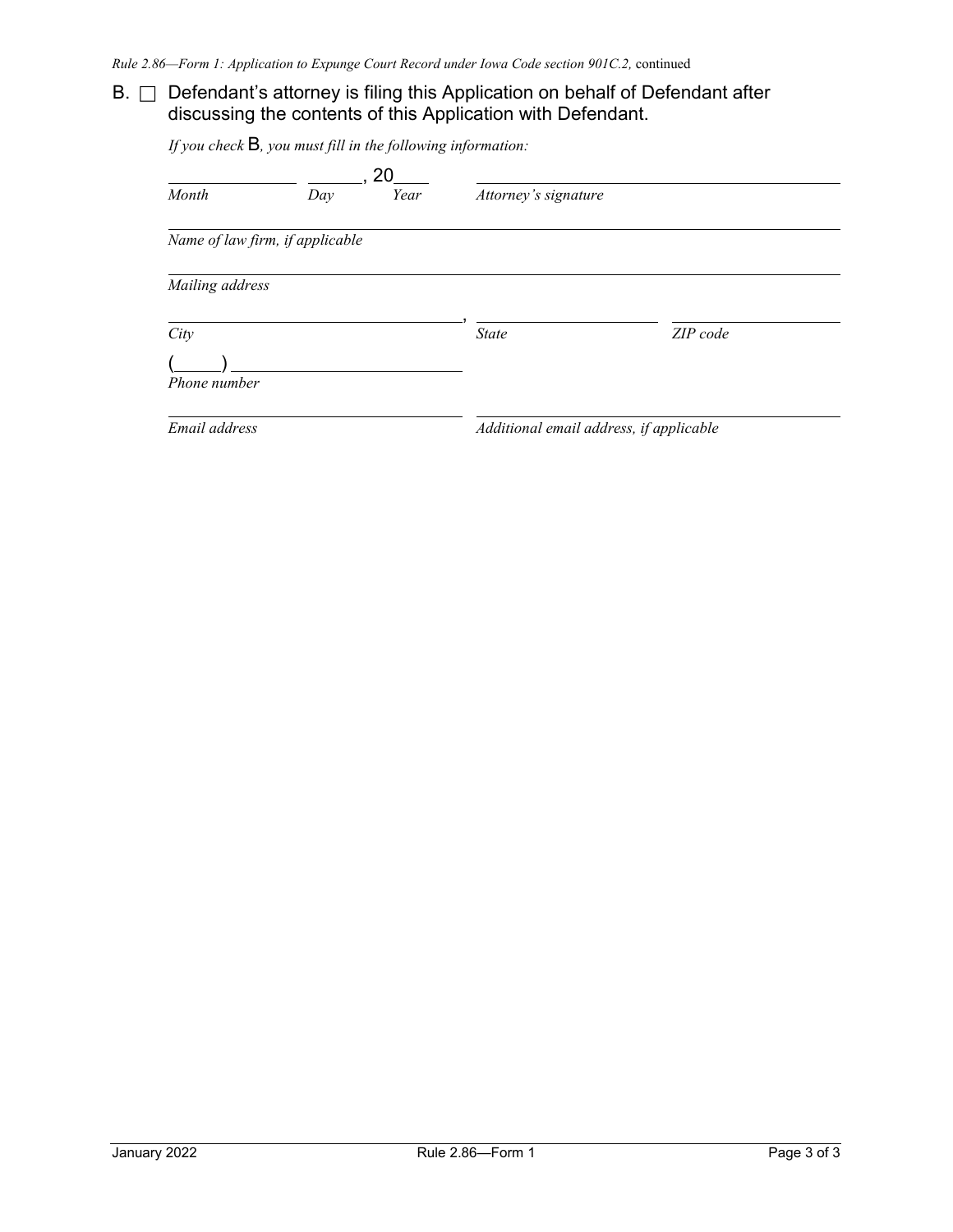B. ☐ Defendant's attorney is filing this Application on behalf of Defendant after discussing the contents of this Application with Defendant.

*If you check* B*, you must fill in the following information:*

______________ ______, 20____ ________________________________________

*Month* *Day* *Year* *Attorney's signature*

________________________________________________________________________

*Name of law firm, if applicable*

________________________________________________________________________

*Mailing address*

__________________________________, ____________________ __________________

*City* *State* *ZIP code*

(_____) ________________________

*Phone number*

________________________________ ________________________________________

*Email address* *Additional email address, if applicable*